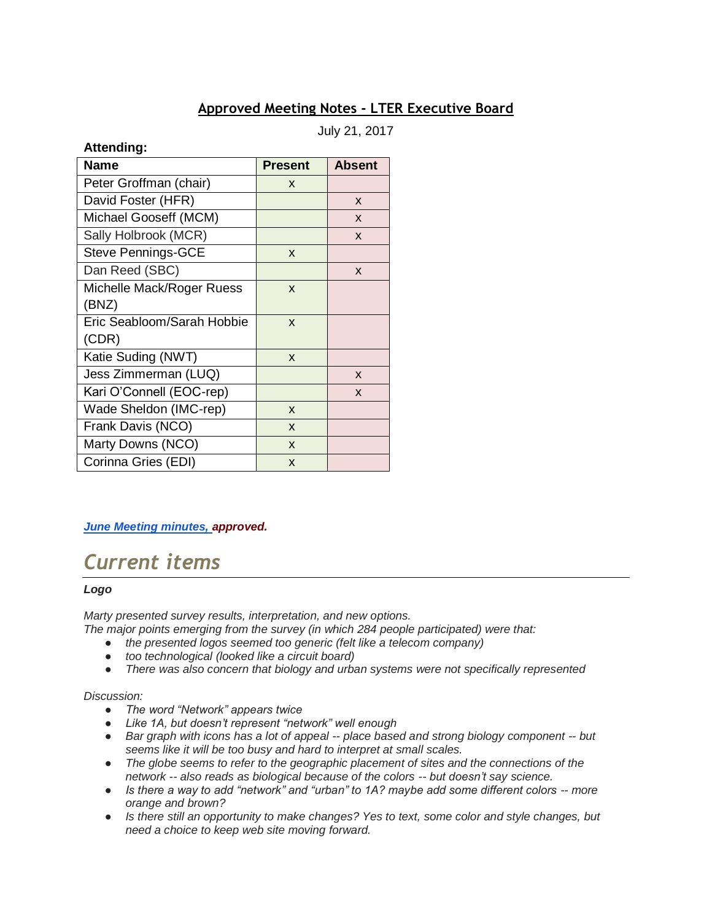# Approved Meeting Notes - LTER Executive Board

July 21, 2017

**Attending:**

| Name | Present | Absent |
|---|---|---|
| Peter Groffman (chair) | x | |
| David Foster (HFR) | | x |
| Michael Gooseff (MCM) | | x |
| Sally Holbrook (MCR) | | x |
| Steve Pennings-GCE | x | |
| Dan Reed (SBC) | | x |
| Michelle Mack/Roger Ruess (BNZ) | x | |
| Eric Seabloom/Sarah Hobbie (CDR) | x | |
| Katie Suding (NWT) | x | |
| Jess Zimmerman (LUQ) | | x |
| Kari O'Connell (EOC-rep) | | x |
| Wade Sheldon (IMC-rep) | x | |
| Frank Davis (NCO) | x | |
| Marty Downs (NCO) | x | |
| Corinna Gries (EDI) | x | |

***June Meeting minutes, approved.***

## *Current items*

***Logo***

*Marty presented survey results, interpretation, and new options.*
*The major points emerging from the survey (in which 284 people participated) were that:*

- *the presented logos seemed too generic (felt like a telecom company)*
- *too technological (looked like a circuit board)*
- *There was also concern that biology and urban systems were not specifically represented*

*Discussion:*

- *The word "Network" appears twice*
- *Like 1A, but doesn't represent "network" well enough*
- *Bar graph with icons has a lot of appeal -- place based and strong biology component -- but seems like it will be too busy and hard to interpret at small scales.*
- *The globe seems to refer to the geographic placement of sites and the connections of the network -- also reads as biological because of the colors -- but doesn't say science.*
- *Is there a way to add "network" and "urban" to 1A? maybe add some different colors -- more orange and brown?*
- *Is there still an opportunity to make changes? Yes to text, some color and style changes, but need a choice to keep web site moving forward.*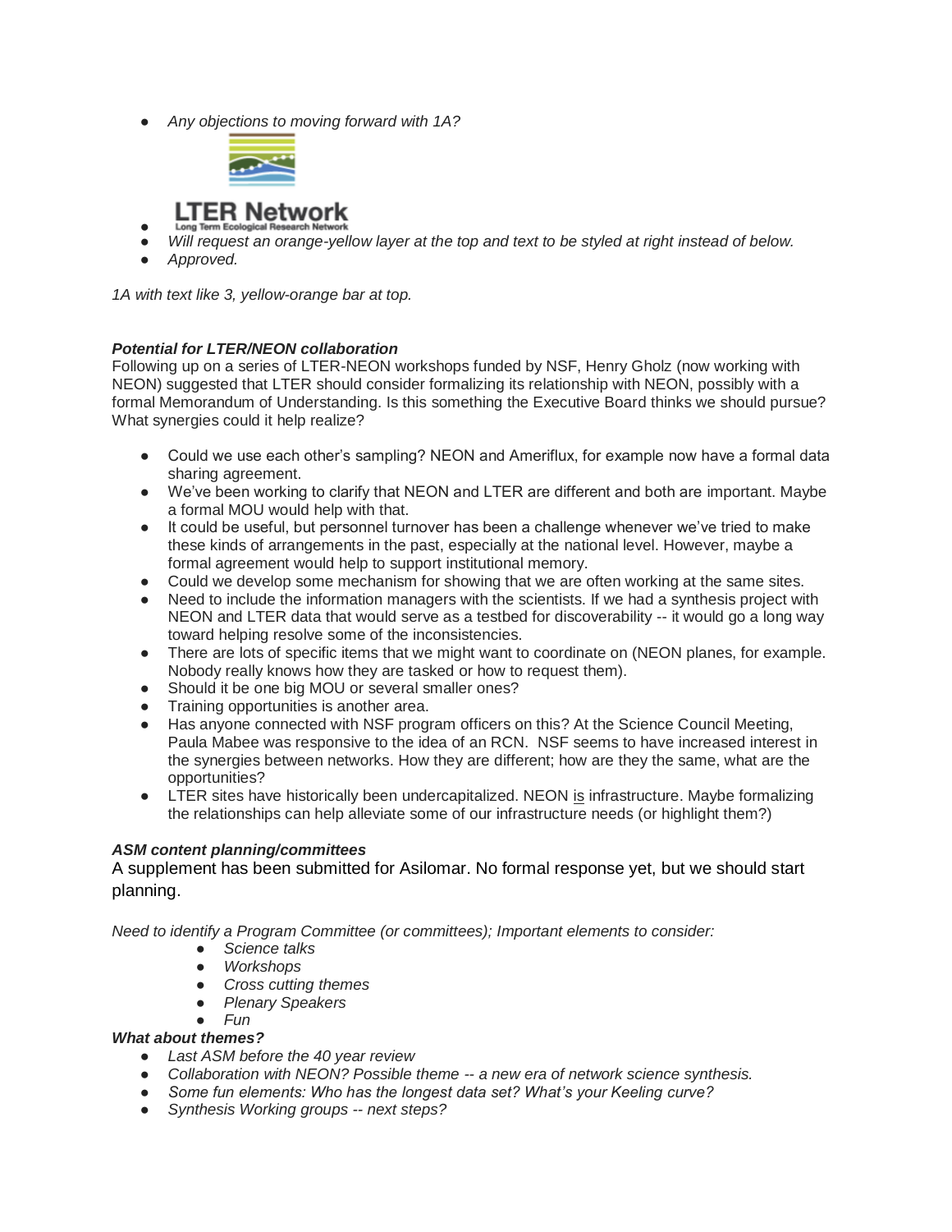- *Any objections to moving forward with 1A?*
- 
- *Will request an orange-yellow layer at the top and text to be styled at right instead of below.*
- *Approved.*

*1A with text like 3, yellow-orange bar at top.*

***Potential for LTER/NEON collaboration***

Following up on a series of LTER-NEON workshops funded by NSF, Henry Gholz (now working with NEON) suggested that LTER should consider formalizing its relationship with NEON, possibly with a formal Memorandum of Understanding. Is this something the Executive Board thinks we should pursue? What synergies could it help realize?

- Could we use each other's sampling? NEON and Ameriflux, for example now have a formal data sharing agreement.
- We've been working to clarify that NEON and LTER are different and both are important. Maybe a formal MOU would help with that.
- It could be useful, but personnel turnover has been a challenge whenever we've tried to make these kinds of arrangements in the past, especially at the national level. However, maybe a formal agreement would help to support institutional memory.
- Could we develop some mechanism for showing that we are often working at the same sites.
- Need to include the information managers with the scientists. If we had a synthesis project with NEON and LTER data that would serve as a testbed for discoverability -- it would go a long way toward helping resolve some of the inconsistencies.
- There are lots of specific items that we might want to coordinate on (NEON planes, for example. Nobody really knows how they are tasked or how to request them).
- Should it be one big MOU or several smaller ones?
- Training opportunities is another area.
- Has anyone connected with NSF program officers on this? At the Science Council Meeting, Paula Mabee was responsive to the idea of an RCN. NSF seems to have increased interest in the synergies between networks. How they are different; how are they the same, what are the opportunities?
- LTER sites have historically been undercapitalized. NEON is infrastructure. Maybe formalizing the relationships can help alleviate some of our infrastructure needs (or highlight them?)

***ASM content planning/committees***

A supplement has been submitted for Asilomar. No formal response yet, but we should start planning.

*Need to identify a Program Committee (or committees); Important elements to consider:*

- *Science talks*
- *Workshops*
- *Cross cutting themes*
- *Plenary Speakers*
- *Fun*

***What about themes?***

- *Last ASM before the 40 year review*
- *Collaboration with NEON? Possible theme -- a new era of network science synthesis.*
- *Some fun elements: Who has the longest data set? What's your Keeling curve?*
- *Synthesis Working groups -- next steps?*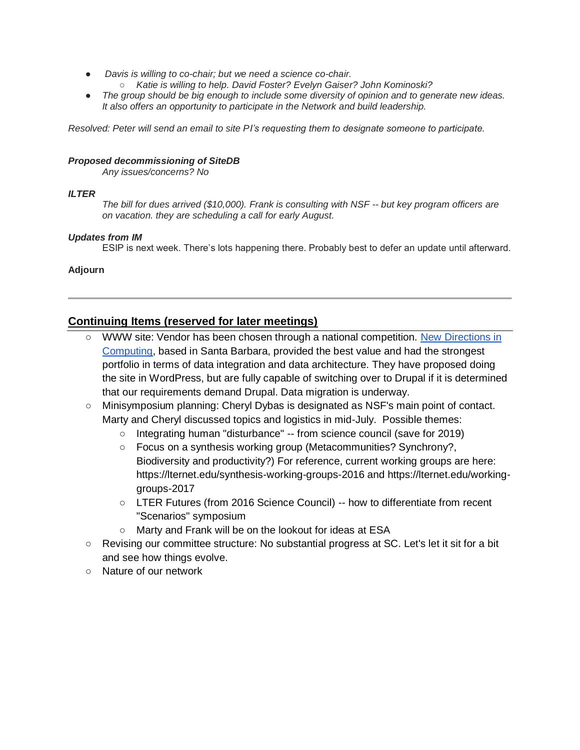- *Davis is willing to co-chair; but we need a science co-chair.*
    - *Katie is willing to help. David Foster? Evelyn Gaiser? John Kominoski?*
- *The group should be big enough to include some diversity of opinion and to generate new ideas. It also offers an opportunity to participate in the Network and build leadership.*

*Resolved: Peter will send an email to site PI's requesting them to designate someone to participate.*

***Proposed decommissioning of SiteDB***

*Any issues/concerns? No*

***ILTER***

*The bill for dues arrived ($10,000). Frank is consulting with NSF -- but key program officers are on vacation. they are scheduling a call for early August.*

***Updates from IM***

ESIP is next week. There's lots happening there. Probably best to defer an update until afterward.

**Adjourn**

---

## Continuing Items (reserved for later meetings)

- WWW site: Vendor has been chosen through a national competition. New Directions in Computing, based in Santa Barbara, provided the best value and had the strongest portfolio in terms of data integration and data architecture. They have proposed doing the site in WordPress, but are fully capable of switching over to Drupal if it is determined that our requirements demand Drupal. Data migration is underway.
- Minisymposium planning: Cheryl Dybas is designated as NSF's main point of contact. Marty and Cheryl discussed topics and logistics in mid-July. Possible themes:
    - Integrating human "disturbance" -- from science council (save for 2019)
    - Focus on a synthesis working group (Metacommunities? Synchrony?, Biodiversity and productivity?) For reference, current working groups are here: https://lternet.edu/synthesis-working-groups-2016 and https://lternet.edu/working-groups-2017
    - LTER Futures (from 2016 Science Council) -- how to differentiate from recent "Scenarios" symposium
    - Marty and Frank will be on the lookout for ideas at ESA
- Revising our committee structure: No substantial progress at SC. Let's let it sit for a bit and see how things evolve.
- Nature of our network